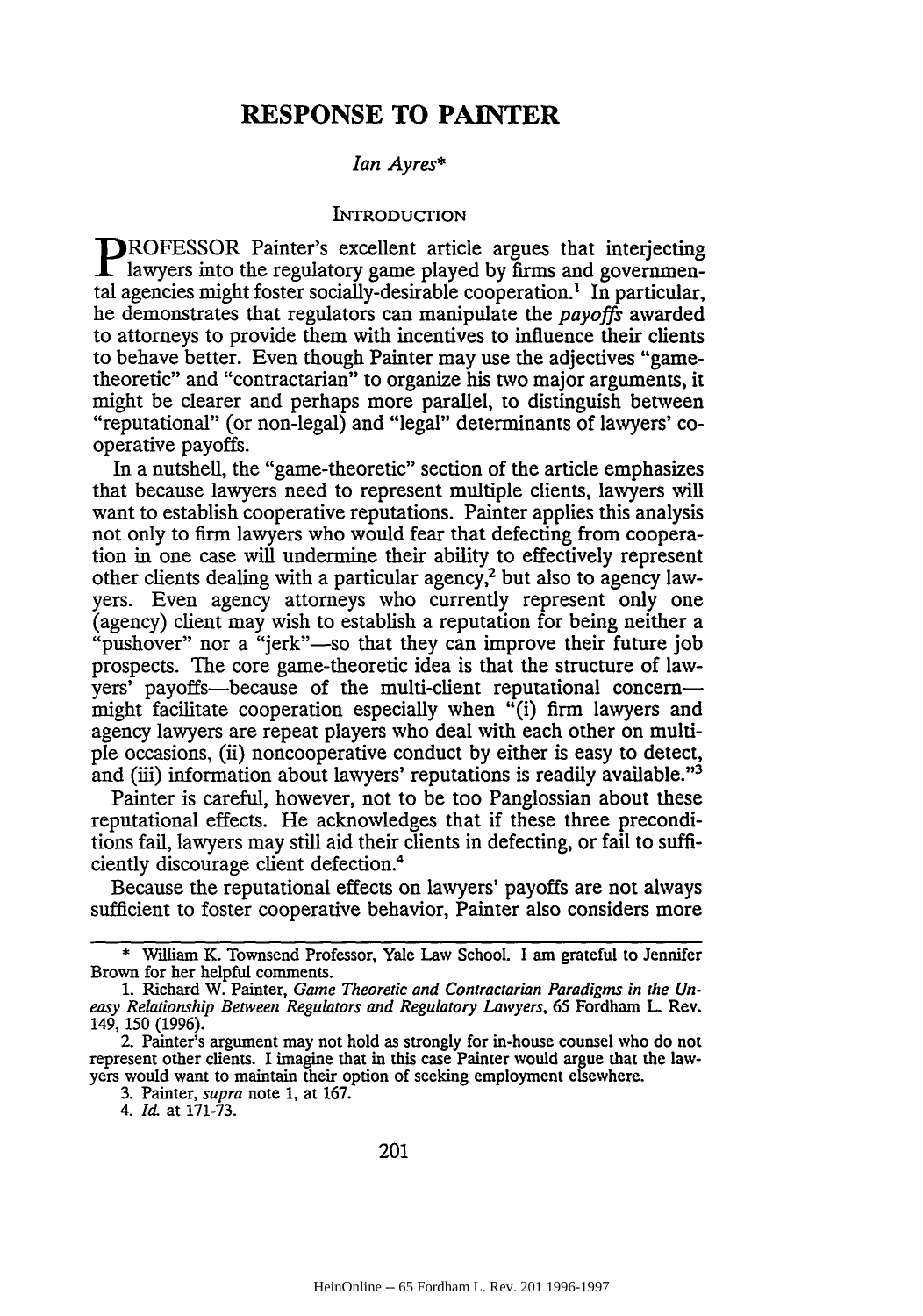# RESPONSE TO PAINTER

*Ian Ayres**

## INTRODUCTION

PROFESSOR Painter's excellent article argues that interjecting lawyers into the regulatory game played by firms and governmental agencies might foster socially-desirable cooperation.[1] In particular, he demonstrates that regulators can manipulate the *payoffs* awarded to attorneys to provide them with incentives to influence their clients to behave better. Even though Painter may use the adjectives "game-theoretic" and "contractarian" to organize his two major arguments, it might be clearer and perhaps more parallel, to distinguish between "reputational" (or non-legal) and "legal" determinants of lawyers' cooperative payoffs.

In a nutshell, the "game-theoretic" section of the article emphasizes that because lawyers need to represent multiple clients, lawyers will want to establish cooperative reputations. Painter applies this analysis not only to firm lawyers who would fear that defecting from cooperation in one case will undermine their ability to effectively represent other clients dealing with a particular agency,[2] but also to agency lawyers. Even agency attorneys who currently represent only one (agency) client may wish to establish a reputation for being neither a "pushover" nor a "jerk"—so that they can improve their future job prospects. The core game-theoretic idea is that the structure of lawyers' payoffs—because of the multi-client reputational concern—might facilitate cooperation especially when "(i) firm lawyers and agency lawyers are repeat players who deal with each other on multiple occasions, (ii) noncooperative conduct by either is easy to detect, and (iii) information about lawyers' reputations is readily available."[3]

Painter is careful, however, not to be too Panglossian about these reputational effects. He acknowledges that if these three preconditions fail, lawyers may still aid their clients in defecting, or fail to sufficiently discourage client defection.[4]

Because the reputational effects on lawyers' payoffs are not always sufficient to foster cooperative behavior, Painter also considers more

---

\* William K. Townsend Professor, Yale Law School. I am grateful to Jennifer Brown for her helpful comments.

1. Richard W. Painter, *Game Theoretic and Contractarian Paradigms in the Uneasy Relationship Between Regulators and Regulatory Lawyers*, 65 Fordham L. Rev. 149, 150 (1996).

2. Painter's argument may not hold as strongly for in-house counsel who do not represent other clients. I imagine that in this case Painter would argue that the lawyers would want to maintain their option of seeking employment elsewhere.

3. Painter, *supra* note 1, at 167.

4. *Id.* at 171-73.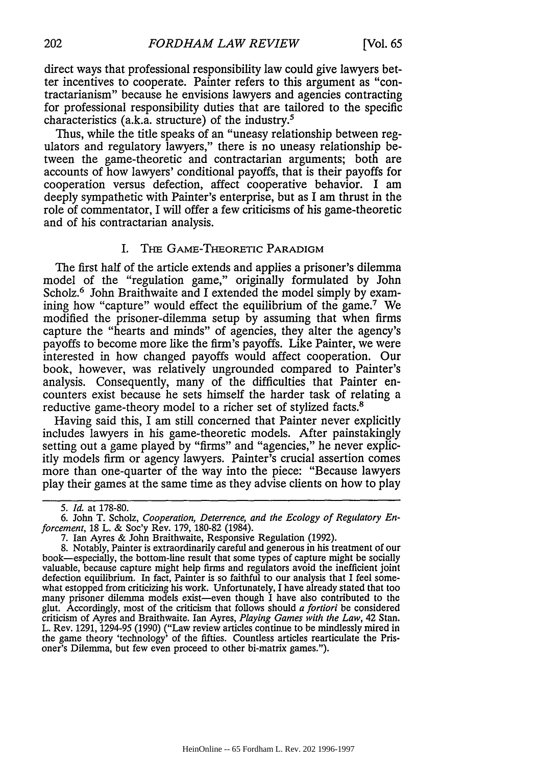direct ways that professional responsibility law could give lawyers better incentives to cooperate. Painter refers to this argument as "contractarianism" because he envisions lawyers and agencies contracting for professional responsibility duties that are tailored to the specific characteristics (a.k.a. structure) of the industry.[5]

Thus, while the title speaks of an "uneasy relationship between regulators and regulatory lawyers," there is no uneasy relationship between the game-theoretic and contractarian arguments; both are accounts of how lawyers' conditional payoffs, that is their payoffs for cooperation versus defection, affect cooperative behavior. I am deeply sympathetic with Painter's enterprise, but as I am thrust in the role of commentator, I will offer a few criticisms of his game-theoretic and of his contractarian analysis.

## I. The Game-Theoretic Paradigm

The first half of the article extends and applies a prisoner's dilemma model of the "regulation game," originally formulated by John Scholz.[6] John Braithwaite and I extended the model simply by examining how "capture" would effect the equilibrium of the game.[7] We modified the prisoner-dilemma setup by assuming that when firms capture the "hearts and minds" of agencies, they alter the agency's payoffs to become more like the firm's payoffs. Like Painter, we were interested in how changed payoffs would affect cooperation. Our book, however, was relatively ungrounded compared to Painter's analysis. Consequently, many of the difficulties that Painter encounters exist because he sets himself the harder task of relating a reductive game-theory model to a richer set of stylized facts.[8]

Having said this, I am still concerned that Painter never explicitly includes lawyers in his game-theoretic models. After painstakingly setting out a game played by "firms" and "agencies," he never explicitly models firm or agency lawyers. Painter's crucial assertion comes more than one-quarter of the way into the piece: "Because lawyers play their games at the same time as they advise clients on how to play

---

5. *Id.* at 178-80.

6. John T. Scholz, *Cooperation, Deterrence, and the Ecology of Regulatory Enforcement*, 18 L. & Soc'y Rev. 179, 180-82 (1984).

7. Ian Ayres & John Braithwaite, Responsive Regulation (1992).

8. Notably, Painter is extraordinarily careful and generous in his treatment of our book—especially, the bottom-line result that some types of capture might be socially valuable, because capture might help firms and regulators avoid the inefficient joint defection equilibrium. In fact, Painter is so faithful to our analysis that I feel somewhat estopped from criticizing his work. Unfortunately, I have already stated that too many prisoner dilemma models exist—even though I have also contributed to the glut. Accordingly, most of the criticism that follows should *a fortiori* be considered criticism of Ayres and Braithwaite. Ian Ayres, *Playing Games with the Law*, 42 Stan. L. Rev. 1291, 1294-95 (1990) ("Law review articles continue to be mindlessly mired in the game theory 'technology' of the fifties. Countless articles rearticulate the Prisoner's Dilemma, but few even proceed to other bi-matrix games.").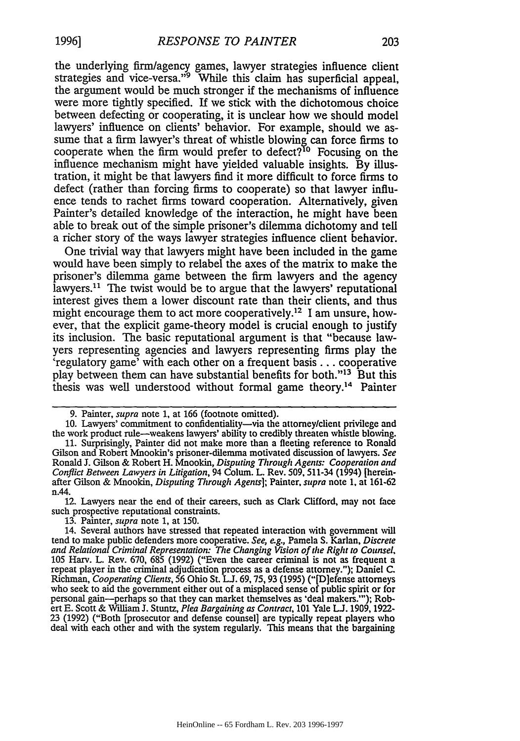the underlying firm/agency games, lawyer strategies influence client strategies and vice-versa."[9] While this claim has superficial appeal, the argument would be much stronger if the mechanisms of influence were more tightly specified. If we stick with the dichotomous choice between defecting or cooperating, it is unclear how we should model lawyers' influence on clients' behavior. For example, should we assume that a firm lawyer's threat of whistle blowing can force firms to cooperate when the firm would prefer to defect?[10] Focusing on the influence mechanism might have yielded valuable insights. By illustration, it might be that lawyers find it more difficult to force firms to defect (rather than forcing firms to cooperate) so that lawyer influence tends to rachet firms toward cooperation. Alternatively, given Painter's detailed knowledge of the interaction, he might have been able to break out of the simple prisoner's dilemma dichotomy and tell a richer story of the ways lawyer strategies influence client behavior.

One trivial way that lawyers might have been included in the game would have been simply to relabel the axes of the matrix to make the prisoner's dilemma game between the firm lawyers and the agency lawyers.[11] The twist would be to argue that the lawyers' reputational interest gives them a lower discount rate than their clients, and thus might encourage them to act more cooperatively.[12] I am unsure, however, that the explicit game-theory model is crucial enough to justify its inclusion. The basic reputational argument is that "because lawyers representing agencies and lawyers representing firms play the 'regulatory game' with each other on a frequent basis . . . cooperative play between them can have substantial benefits for both."[13] But this thesis was well understood without formal game theory.[14] Painter

---

9. Painter, *supra* note 1, at 166 (footnote omitted).

10. Lawyers' commitment to confidentiality—via the attorney/client privilege and the work product rule—weakens lawyers' ability to credibly threaten whistle blowing.

11. Surprisingly, Painter did not make more than a fleeting reference to Ronald Gilson and Robert Mnookin's prisoner-dilemma motivated discussion of lawyers. *See* Ronald J. Gilson & Robert H. Mnookin, *Disputing Through Agents: Cooperation and Conflict Between Lawyers in Litigation*, 94 Colum. L. Rev. 509, 511-34 (1994) [hereinafter Gilson & Mnookin, *Disputing Through Agents*]; Painter, *supra* note 1, at 161-62 n.44.

12. Lawyers near the end of their careers, such as Clark Clifford, may not face such prospective reputational constraints.

13. Painter, *supra* note 1, at 150.

14. Several authors have stressed that repeated interaction with government will tend to make public defenders more cooperative. *See, e.g.*, Pamela S. Karlan, *Discrete and Relational Criminal Representation: The Changing Vision of the Right to Counsel*, 105 Harv. L. Rev. 670, 685 (1992) ("Even the career criminal is not as frequent a repeat player in the criminal adjudication process as a defense attorney."); Daniel C. Richman, *Cooperating Clients*, 56 Ohio St. L.J. 69, 75, 93 (1995) ("[D]efense attorneys who seek to aid the government either out of a misplaced sense of public spirit or for personal gain—perhaps so that they can market themselves as 'deal makers.'"); Robert E. Scott & William J. Stuntz, *Plea Bargaining as Contract*, 101 Yale L.J. 1909, 1922-23 (1992) ("Both [prosecutor and defense counsel] are typically repeat players who deal with each other and with the system regularly. This means that the bargaining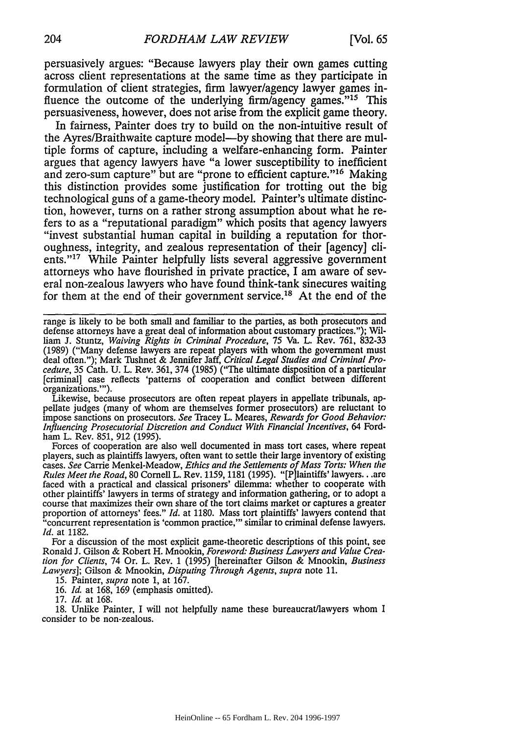persuasively argues: "Because lawyers play their own games cutting across client representations at the same time as they participate in formulation of client strategies, firm lawyer/agency lawyer games influence the outcome of the underlying firm/agency games."[15] This persuasiveness, however, does not arise from the explicit game theory.

In fairness, Painter does try to build on the non-intuitive result of the Ayres/Braithwaite capture model—by showing that there are multiple forms of capture, including a welfare-enhancing form. Painter argues that agency lawyers have "a lower susceptibility to inefficient and zero-sum capture" but are "prone to efficient capture."[16] Making this distinction provides some justification for trotting out the big technological guns of a game-theory model. Painter's ultimate distinction, however, turns on a rather strong assumption about what he refers to as a "reputational paradigm" which posits that agency lawyers "invest substantial human capital in building a reputation for thoroughness, integrity, and zealous representation of their [agency] clients."[17] While Painter helpfully lists several aggressive government attorneys who have flourished in private practice, I am aware of several non-zealous lawyers who have found think-tank sinecures waiting for them at the end of their government service.[18] At the end of the

---

range is likely to be both small and familiar to the parties, as both prosecutors and defense attorneys have a great deal of information about customary practices."); William J. Stuntz, *Waiving Rights in Criminal Procedure*, 75 Va. L. Rev. 761, 832-33 (1989) ("Many defense lawyers are repeat players with whom the government must deal often."); Mark Tushnet & Jennifer Jaff, *Critical Legal Studies and Criminal Procedure*, 35 Cath. U. L. Rev. 361, 374 (1985) ("The ultimate disposition of a particular [criminal] case reflects 'patterns of cooperation and conflict between different organizations.'").

Likewise, because prosecutors are often repeat players in appellate tribunals, appellate judges (many of whom are themselves former prosecutors) are reluctant to impose sanctions on prosecutors. *See* Tracey L. Meares, *Rewards for Good Behavior: Influencing Prosecutorial Discretion and Conduct With Financial Incentives*, 64 Fordham L. Rev. 851, 912 (1995).

Forces of cooperation are also well documented in mass tort cases, where repeat players, such as plaintiffs lawyers, often want to settle their large inventory of existing cases. *See* Carrie Menkel-Meadow, *Ethics and the Settlements of Mass Torts: When the Rules Meet the Road*, 80 Cornell L. Rev. 1159, 1181 (1995). "[P]laintiffs' lawyers. . .are faced with a practical and classical prisoners' dilemma: whether to cooperate with other plaintiffs' lawyers in terms of strategy and information gathering, or to adopt a course that maximizes their own share of the tort claims market or captures a greater proportion of attorneys' fees." *Id.* at 1180. Mass tort plaintiffs' lawyers contend that "concurrent representation is 'common practice,'" similar to criminal defense lawyers. *Id.* at 1182.

For a discussion of the most explicit game-theoretic descriptions of this point, see Ronald J. Gilson & Robert H. Mnookin, *Foreword: Business Lawyers and Value Creation for Clients*, 74 Or. L. Rev. 1 (1995) [hereinafter Gilson & Mnookin, *Business Lawyers*]; Gilson & Mnookin, *Disputing Through Agents*, *supra* note 11.

15. Painter, *supra* note 1, at 167.

16. *Id.* at 168, 169 (emphasis omitted).

17. *Id.* at 168.

18. Unlike Painter, I will not helpfully name these bureaucrat/lawyers whom I consider to be non-zealous.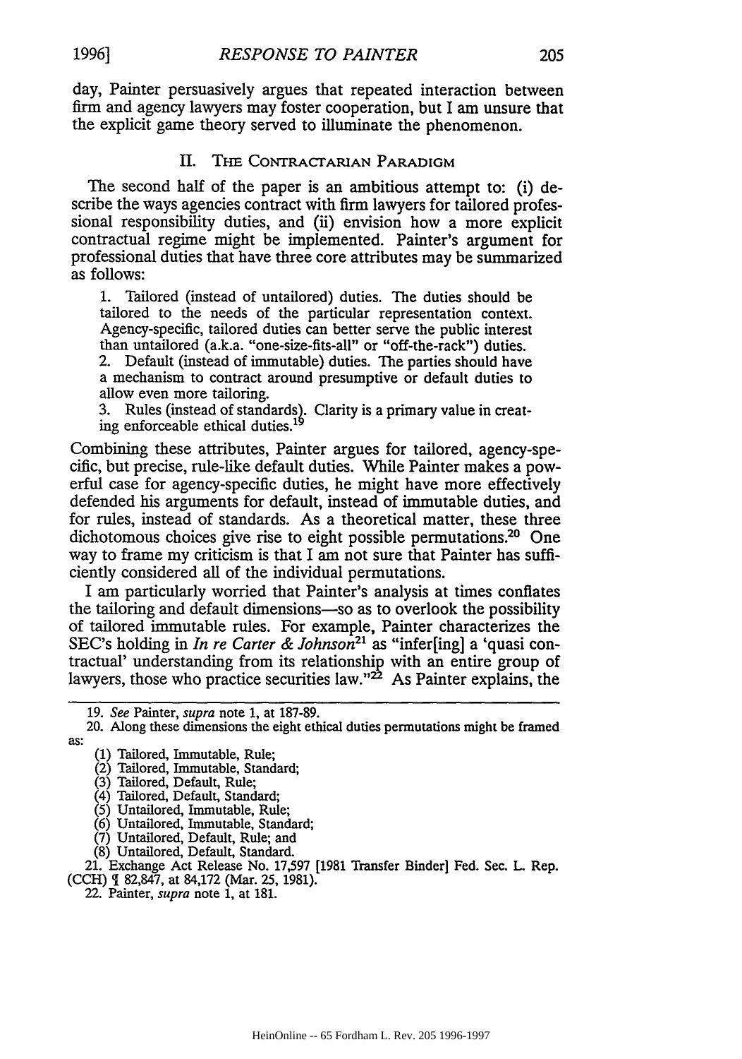day, Painter persuasively argues that repeated interaction between firm and agency lawyers may foster cooperation, but I am unsure that the explicit game theory served to illuminate the phenomenon.

## II. The Contractarian Paradigm

The second half of the paper is an ambitious attempt to: (i) describe the ways agencies contract with firm lawyers for tailored professional responsibility duties, and (ii) envision how a more explicit contractual regime might be implemented. Painter's argument for professional duties that have three core attributes may be summarized as follows:

> 1. Tailored (instead of untailored) duties. The duties should be tailored to the needs of the particular representation context. Agency-specific, tailored duties can better serve the public interest than untailored (a.k.a. "one-size-fits-all" or "off-the-rack") duties.
> 2. Default (instead of immutable) duties. The parties should have a mechanism to contract around presumptive or default duties to allow even more tailoring.
> 3. Rules (instead of standards). Clarity is a primary value in creating enforceable ethical duties.[19]

Combining these attributes, Painter argues for tailored, agency-specific, but precise, rule-like default duties. While Painter makes a powerful case for agency-specific duties, he might have more effectively defended his arguments for default, instead of immutable duties, and for rules, instead of standards. As a theoretical matter, these three dichotomous choices give rise to eight possible permutations.[20] One way to frame my criticism is that I am not sure that Painter has sufficiently considered all of the individual permutations.

I am particularly worried that Painter's analysis at times conflates the tailoring and default dimensions—so as to overlook the possibility of tailored immutable rules. For example, Painter characterizes the SEC's holding in *In re Carter & Johnson*[21] as "infer[ing] a 'quasi contractual' understanding from its relationship with an entire group of lawyers, those who practice securities law."[22] As Painter explains, the

---

19. *See* Painter, *supra* note 1, at 187-89.

20. Along these dimensions the eight ethical duties permutations might be framed as:

(1) Tailored, Immutable, Rule;
(2) Tailored, Immutable, Standard;
(3) Tailored, Default, Rule;
(4) Tailored, Default, Standard;
(5) Untailored, Immutable, Rule;
(6) Untailored, Immutable, Standard;
(7) Untailored, Default, Rule; and
(8) Untailored, Default, Standard.

21. Exchange Act Release No. 17,597 [1981 Transfer Binder] Fed. Sec. L. Rep. (CCH) ¶ 82,847, at 84,172 (Mar. 25, 1981).

22. Painter, *supra* note 1, at 181.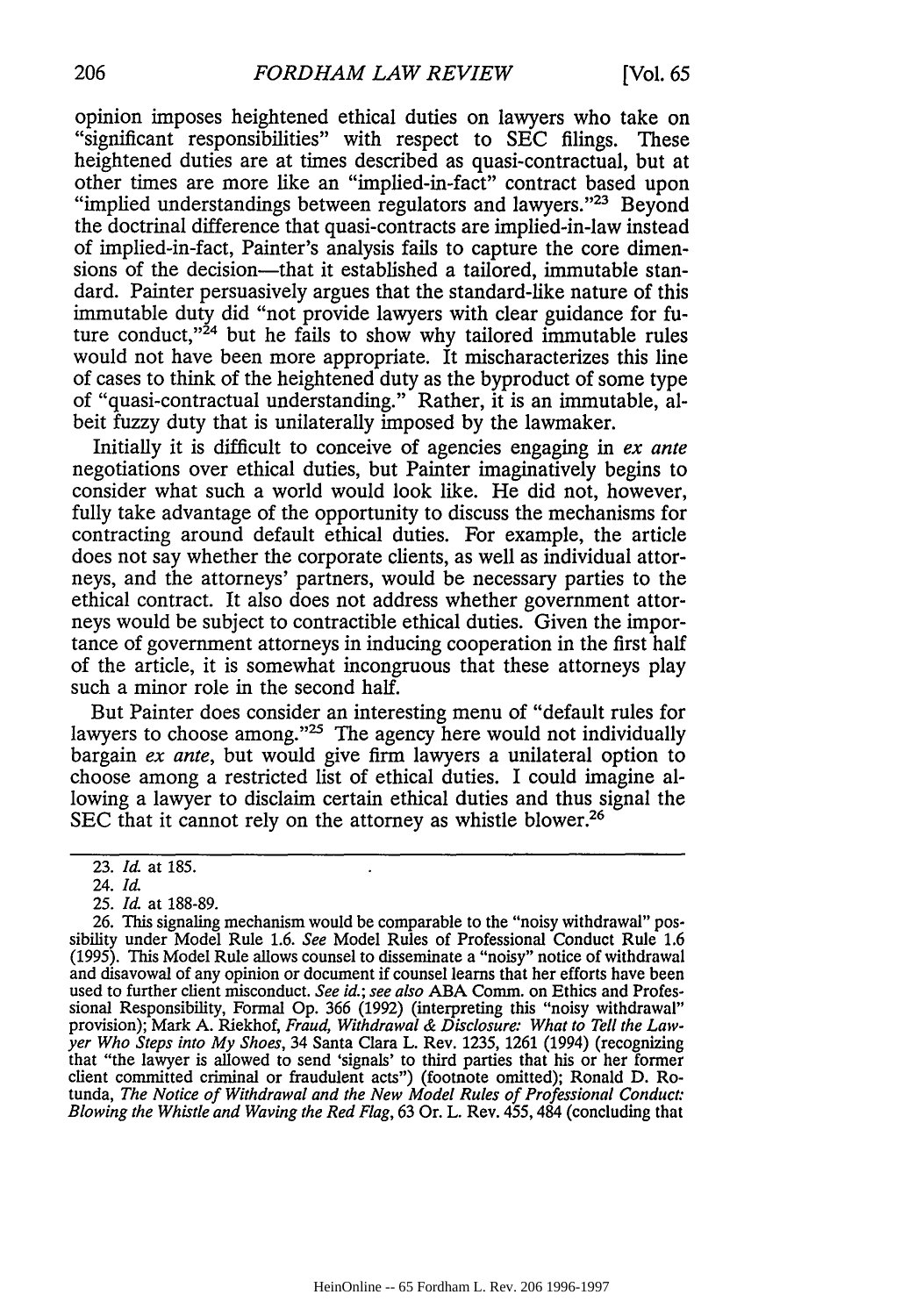opinion imposes heightened ethical duties on lawyers who take on "significant responsibilities" with respect to SEC filings. These heightened duties are at times described as quasi-contractual, but at other times are more like an "implied-in-fact" contract based upon "implied understandings between regulators and lawyers."[23] Beyond the doctrinal difference that quasi-contracts are implied-in-law instead of implied-in-fact, Painter's analysis fails to capture the core dimensions of the decision—that it established a tailored, immutable standard. Painter persuasively argues that the standard-like nature of this immutable duty did "not provide lawyers with clear guidance for future conduct,"[24] but he fails to show why tailored immutable rules would not have been more appropriate. It mischaracterizes this line of cases to think of the heightened duty as the byproduct of some type of "quasi-contractual understanding." Rather, it is an immutable, albeit fuzzy duty that is unilaterally imposed by the lawmaker.

Initially it is difficult to conceive of agencies engaging in *ex ante* negotiations over ethical duties, but Painter imaginatively begins to consider what such a world would look like. He did not, however, fully take advantage of the opportunity to discuss the mechanisms for contracting around default ethical duties. For example, the article does not say whether the corporate clients, as well as individual attorneys, and the attorneys' partners, would be necessary parties to the ethical contract. It also does not address whether government attorneys would be subject to contractible ethical duties. Given the importance of government attorneys in inducing cooperation in the first half of the article, it is somewhat incongruous that these attorneys play such a minor role in the second half.

But Painter does consider an interesting menu of "default rules for lawyers to choose among."[25] The agency here would not individually bargain *ex ante*, but would give firm lawyers a unilateral option to choose among a restricted list of ethical duties. I could imagine allowing a lawyer to disclaim certain ethical duties and thus signal the SEC that it cannot rely on the attorney as whistle blower.[26]

---

23. *Id.* at 185.

24. *Id.*

25. *Id.* at 188-89.

26. This signaling mechanism would be comparable to the "noisy withdrawal" possibility under Model Rule 1.6. *See* Model Rules of Professional Conduct Rule 1.6 (1995). This Model Rule allows counsel to disseminate a "noisy" notice of withdrawal and disavowal of any opinion or document if counsel learns that her efforts have been used to further client misconduct. *See id.*; *see also* ABA Comm. on Ethics and Professional Responsibility, Formal Op. 366 (1992) (interpreting this "noisy withdrawal" provision); Mark A. Riekhof, *Fraud, Withdrawal & Disclosure: What to Tell the Lawyer Who Steps into My Shoes*, 34 Santa Clara L. Rev. 1235, 1261 (1994) (recognizing that "the lawyer is allowed to send 'signals' to third parties that his or her former client committed criminal or fraudulent acts") (footnote omitted); Ronald D. Rotunda, *The Notice of Withdrawal and the New Model Rules of Professional Conduct: Blowing the Whistle and Waving the Red Flag*, 63 Or. L. Rev. 455, 484 (concluding that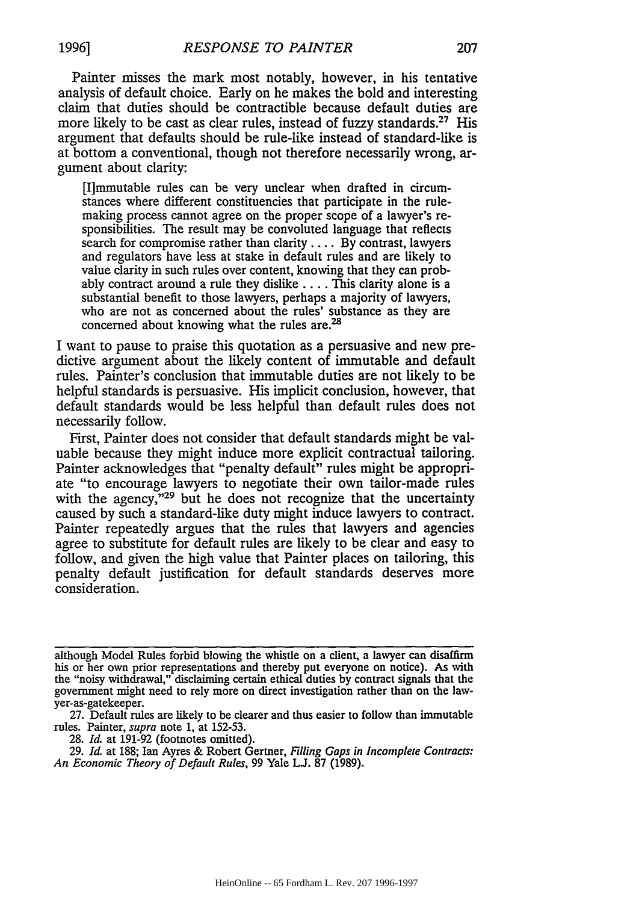Painter misses the mark most notably, however, in his tentative analysis of default choice. Early on he makes the bold and interesting claim that duties should be contractible because default duties are more likely to be cast as clear rules, instead of fuzzy standards.[27] His argument that defaults should be rule-like instead of standard-like is at bottom a conventional, though not therefore necessarily wrong, argument about clarity:

> [I]mmutable rules can be very unclear when drafted in circumstances where different constituencies that participate in the rule-making process cannot agree on the proper scope of a lawyer's responsibilities. The result may be convoluted language that reflects search for compromise rather than clarity . . . . By contrast, lawyers and regulators have less at stake in default rules and are likely to value clarity in such rules over content, knowing that they can probably contract around a rule they dislike . . . . This clarity alone is a substantial benefit to those lawyers, perhaps a majority of lawyers, who are not as concerned about the rules' substance as they are concerned about knowing what the rules are.[28]

I want to pause to praise this quotation as a persuasive and new predictive argument about the likely content of immutable and default rules. Painter's conclusion that immutable duties are not likely to be helpful standards is persuasive. His implicit conclusion, however, that default standards would be less helpful than default rules does not necessarily follow.

First, Painter does not consider that default standards might be valuable because they might induce more explicit contractual tailoring. Painter acknowledges that "penalty default" rules might be appropriate "to encourage lawyers to negotiate their own tailor-made rules with the agency,"[29] but he does not recognize that the uncertainty caused by such a standard-like duty might induce lawyers to contract. Painter repeatedly argues that the rules that lawyers and agencies agree to substitute for default rules are likely to be clear and easy to follow, and given the high value that Painter places on tailoring, this penalty default justification for default standards deserves more consideration.

---

although Model Rules forbid blowing the whistle on a client, a lawyer can disaffirm his or her own prior representations and thereby put everyone on notice). As with the "noisy withdrawal," disclaiming certain ethical duties by contract signals that the government might need to rely more on direct investigation rather than on the lawyer-as-gatekeeper.

27. Default rules are likely to be clearer and thus easier to follow than immutable rules. Painter, *supra* note 1, at 152-53.

28. *Id.* at 191-92 (footnotes omitted).

29. *Id.* at 188; Ian Ayres & Robert Gertner, *Filling Gaps in Incomplete Contracts: An Economic Theory of Default Rules*, 99 Yale L.J. 87 (1989).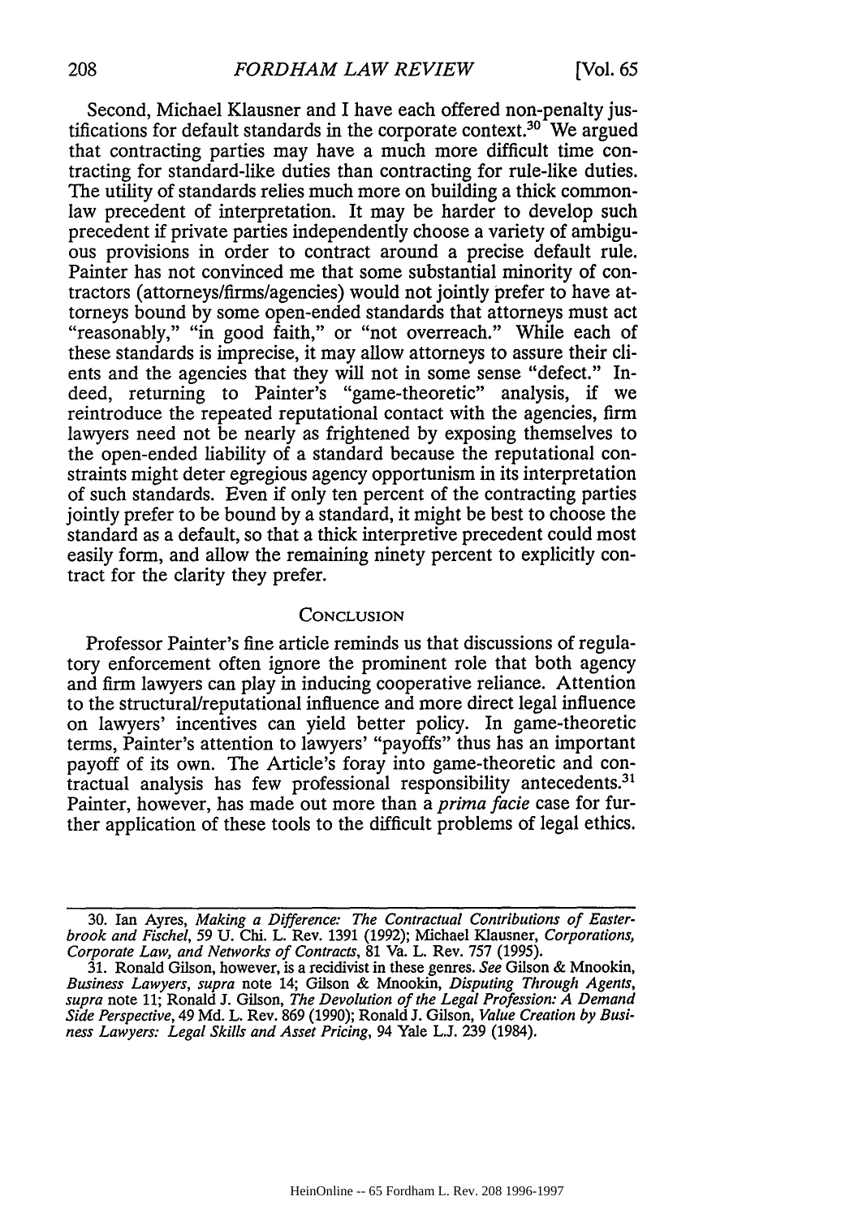Second, Michael Klausner and I have each offered non-penalty justifications for default standards in the corporate context.[30] We argued that contracting parties may have a much more difficult time contracting for standard-like duties than contracting for rule-like duties. The utility of standards relies much more on building a thick common-law precedent of interpretation. It may be harder to develop such precedent if private parties independently choose a variety of ambiguous provisions in order to contract around a precise default rule. Painter has not convinced me that some substantial minority of contractors (attorneys/firms/agencies) would not jointly prefer to have attorneys bound by some open-ended standards that attorneys must act "reasonably," "in good faith," or "not overreach." While each of these standards is imprecise, it may allow attorneys to assure their clients and the agencies that they will not in some sense "defect." Indeed, returning to Painter's "game-theoretic" analysis, if we reintroduce the repeated reputational contact with the agencies, firm lawyers need not be nearly as frightened by exposing themselves to the open-ended liability of a standard because the reputational constraints might deter egregious agency opportunism in its interpretation of such standards. Even if only ten percent of the contracting parties jointly prefer to be bound by a standard, it might be best to choose the standard as a default, so that a thick interpretive precedent could most easily form, and allow the remaining ninety percent to explicitly contract for the clarity they prefer.

## CONCLUSION

Professor Painter's fine article reminds us that discussions of regulatory enforcement often ignore the prominent role that both agency and firm lawyers can play in inducing cooperative reliance. Attention to the structural/reputational influence and more direct legal influence on lawyers' incentives can yield better policy. In game-theoretic terms, Painter's attention to lawyers' "payoffs" thus has an important payoff of its own. The Article's foray into game-theoretic and contractual analysis has few professional responsibility antecedents.[31] Painter, however, has made out more than a *prima facie* case for further application of these tools to the difficult problems of legal ethics.

---

30. Ian Ayres, *Making a Difference: The Contractual Contributions of Easterbrook and Fischel*, 59 U. Chi. L. Rev. 1391 (1992); Michael Klausner, *Corporations, Corporate Law, and Networks of Contracts*, 81 Va. L. Rev. 757 (1995).

31. Ronald Gilson, however, is a recidivist in these genres. *See* Gilson & Mnookin, *Business Lawyers*, *supra* note 14; Gilson & Mnookin, *Disputing Through Agents*, *supra* note 11; Ronald J. Gilson, *The Devolution of the Legal Profession: A Demand Side Perspective*, 49 Md. L. Rev. 869 (1990); Ronald J. Gilson, *Value Creation by Business Lawyers: Legal Skills and Asset Pricing*, 94 Yale L.J. 239 (1984).